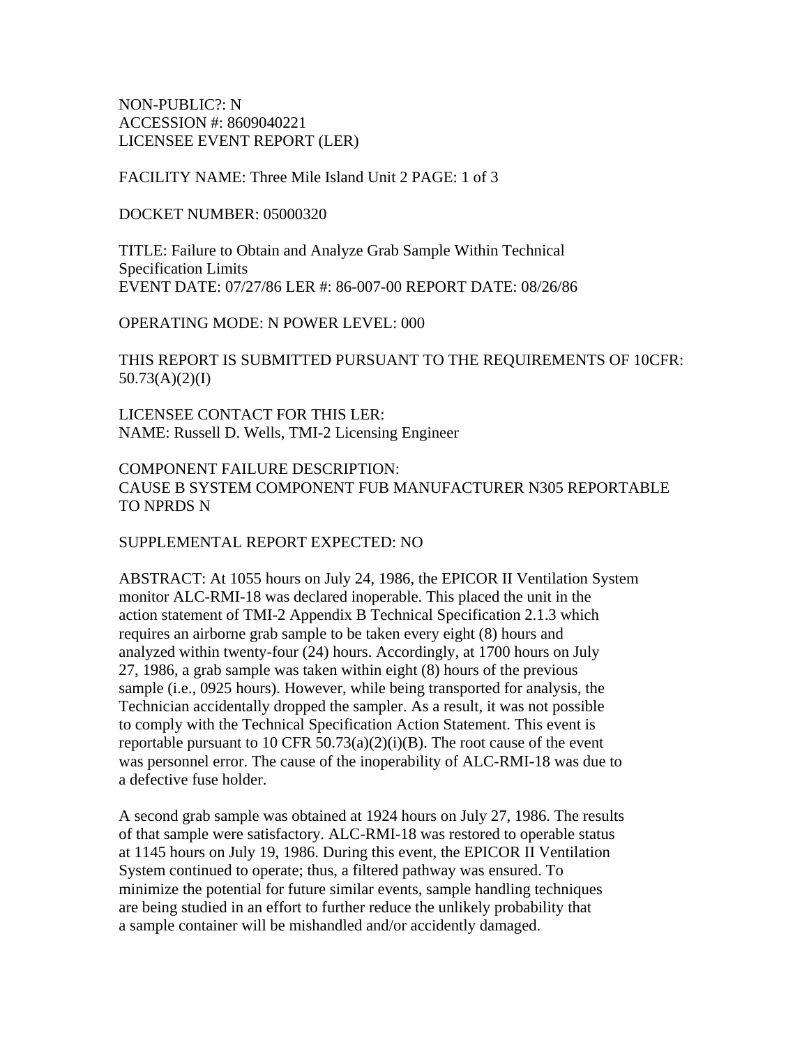NON-PUBLIC?: N
ACCESSION #: 8609040221
LICENSEE EVENT REPORT (LER)

FACILITY NAME: Three Mile Island Unit 2 PAGE: 1 of 3

DOCKET NUMBER: 05000320

TITLE: Failure to Obtain and Analyze Grab Sample Within Technical Specification Limits
EVENT DATE: 07/27/86 LER #: 86-007-00 REPORT DATE: 08/26/86

OPERATING MODE: N POWER LEVEL: 000

THIS REPORT IS SUBMITTED PURSUANT TO THE REQUIREMENTS OF 10CFR: 50.73(A)(2)(I)

LICENSEE CONTACT FOR THIS LER:
NAME: Russell D. Wells, TMI-2 Licensing Engineer

COMPONENT FAILURE DESCRIPTION:
CAUSE B SYSTEM COMPONENT FUB MANUFACTURER N305 REPORTABLE TO NPRDS N

SUPPLEMENTAL REPORT EXPECTED: NO

ABSTRACT: At 1055 hours on July 24, 1986, the EPICOR II Ventilation System monitor ALC-RMI-18 was declared inoperable. This placed the unit in the action statement of TMI-2 Appendix B Technical Specification 2.1.3 which requires an airborne grab sample to be taken every eight (8) hours and analyzed within twenty-four (24) hours. Accordingly, at 1700 hours on July 27, 1986, a grab sample was taken within eight (8) hours of the previous sample (i.e., 0925 hours). However, while being transported for analysis, the Technician accidentally dropped the sampler. As a result, it was not possible to comply with the Technical Specification Action Statement. This event is reportable pursuant to 10 CFR 50.73(a)(2)(i)(B). The root cause of the event was personnel error. The cause of the inoperability of ALC-RMI-18 was due to a defective fuse holder.

A second grab sample was obtained at 1924 hours on July 27, 1986. The results of that sample were satisfactory. ALC-RMI-18 was restored to operable status at 1145 hours on July 19, 1986. During this event, the EPICOR II Ventilation System continued to operate; thus, a filtered pathway was ensured. To minimize the potential for future similar events, sample handling techniques are being studied in an effort to further reduce the unlikely probability that a sample container will be mishandled and/or accidently damaged.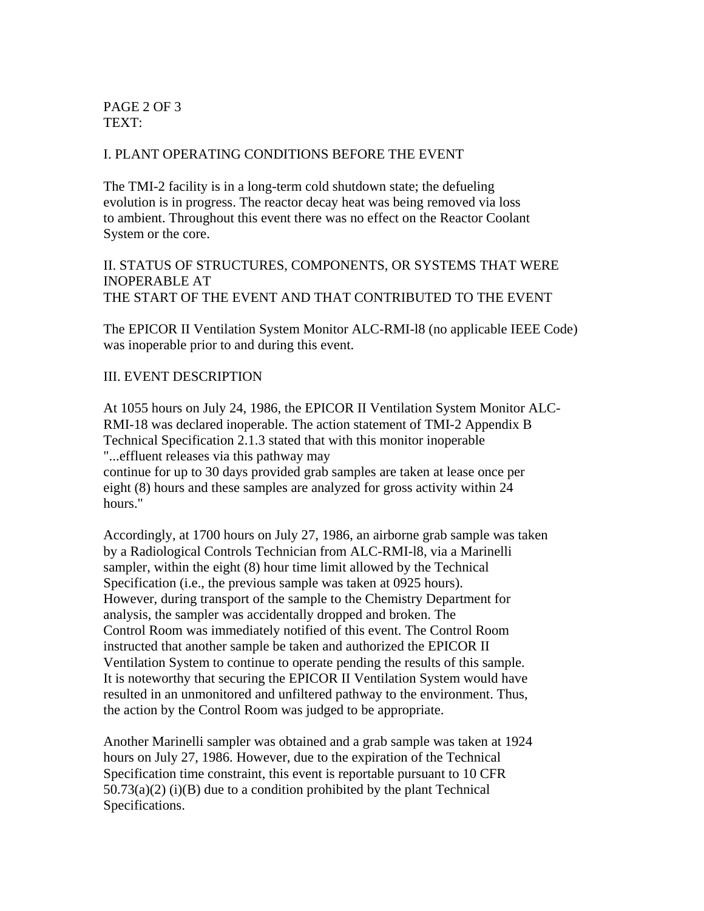PAGE 2 OF 3
TEXT:

## I. PLANT OPERATING CONDITIONS BEFORE THE EVENT

The TMI-2 facility is in a long-term cold shutdown state; the defueling evolution is in progress. The reactor decay heat was being removed via loss to ambient. Throughout this event there was no effect on the Reactor Coolant System or the core.

## II. STATUS OF STRUCTURES, COMPONENTS, OR SYSTEMS THAT WERE INOPERABLE AT THE START OF THE EVENT AND THAT CONTRIBUTED TO THE EVENT

The EPICOR II Ventilation System Monitor ALC-RMI-l8 (no applicable IEEE Code) was inoperable prior to and during this event.

## III. EVENT DESCRIPTION

At 1055 hours on July 24, 1986, the EPICOR II Ventilation System Monitor ALC-RMI-18 was declared inoperable. The action statement of TMI-2 Appendix B Technical Specification 2.1.3 stated that with this monitor inoperable "...effluent releases via this pathway may continue for up to 30 days provided grab samples are taken at lease once per eight (8) hours and these samples are analyzed for gross activity within 24 hours."

Accordingly, at 1700 hours on July 27, 1986, an airborne grab sample was taken by a Radiological Controls Technician from ALC-RMI-l8, via a Marinelli sampler, within the eight (8) hour time limit allowed by the Technical Specification (i.e., the previous sample was taken at 0925 hours). However, during transport of the sample to the Chemistry Department for analysis, the sampler was accidentally dropped and broken. The Control Room was immediately notified of this event. The Control Room instructed that another sample be taken and authorized the EPICOR II Ventilation System to continue to operate pending the results of this sample. It is noteworthy that securing the EPICOR II Ventilation System would have resulted in an unmonitored and unfiltered pathway to the environment. Thus, the action by the Control Room was judged to be appropriate.

Another Marinelli sampler was obtained and a grab sample was taken at 1924 hours on July 27, 1986. However, due to the expiration of the Technical Specification time constraint, this event is reportable pursuant to 10 CFR 50.73(a)(2) (i)(B) due to a condition prohibited by the plant Technical Specifications.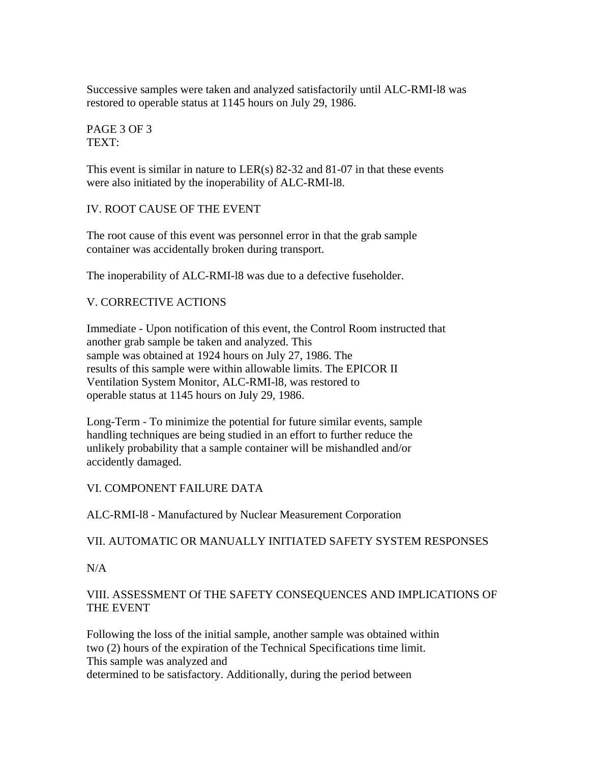Successive samples were taken and analyzed satisfactorily until ALC-RMI-l8 was restored to operable status at 1145 hours on July 29, 1986.

PAGE 3 OF 3
TEXT:

This event is similar in nature to LER(s) 82-32 and 81-07 in that these events were also initiated by the inoperability of ALC-RMI-l8.

## IV. ROOT CAUSE OF THE EVENT

The root cause of this event was personnel error in that the grab sample container was accidentally broken during transport.

The inoperability of ALC-RMI-l8 was due to a defective fuseholder.

## V. CORRECTIVE ACTIONS

Immediate - Upon notification of this event, the Control Room instructed that another grab sample be taken and analyzed. This sample was obtained at 1924 hours on July 27, 1986. The results of this sample were within allowable limits. The EPICOR II Ventilation System Monitor, ALC-RMI-l8, was restored to operable status at 1145 hours on July 29, 1986.

Long-Term - To minimize the potential for future similar events, sample handling techniques are being studied in an effort to further reduce the unlikely probability that a sample container will be mishandled and/or accidently damaged.

## VI. COMPONENT FAILURE DATA

ALC-RMI-l8 - Manufactured by Nuclear Measurement Corporation

## VII. AUTOMATIC OR MANUALLY INITIATED SAFETY SYSTEM RESPONSES

N/A

## VIII. ASSESSMENT Of THE SAFETY CONSEQUENCES AND IMPLICATIONS OF THE EVENT

Following the loss of the initial sample, another sample was obtained within two (2) hours of the expiration of the Technical Specifications time limit. This sample was analyzed and determined to be satisfactory. Additionally, during the period between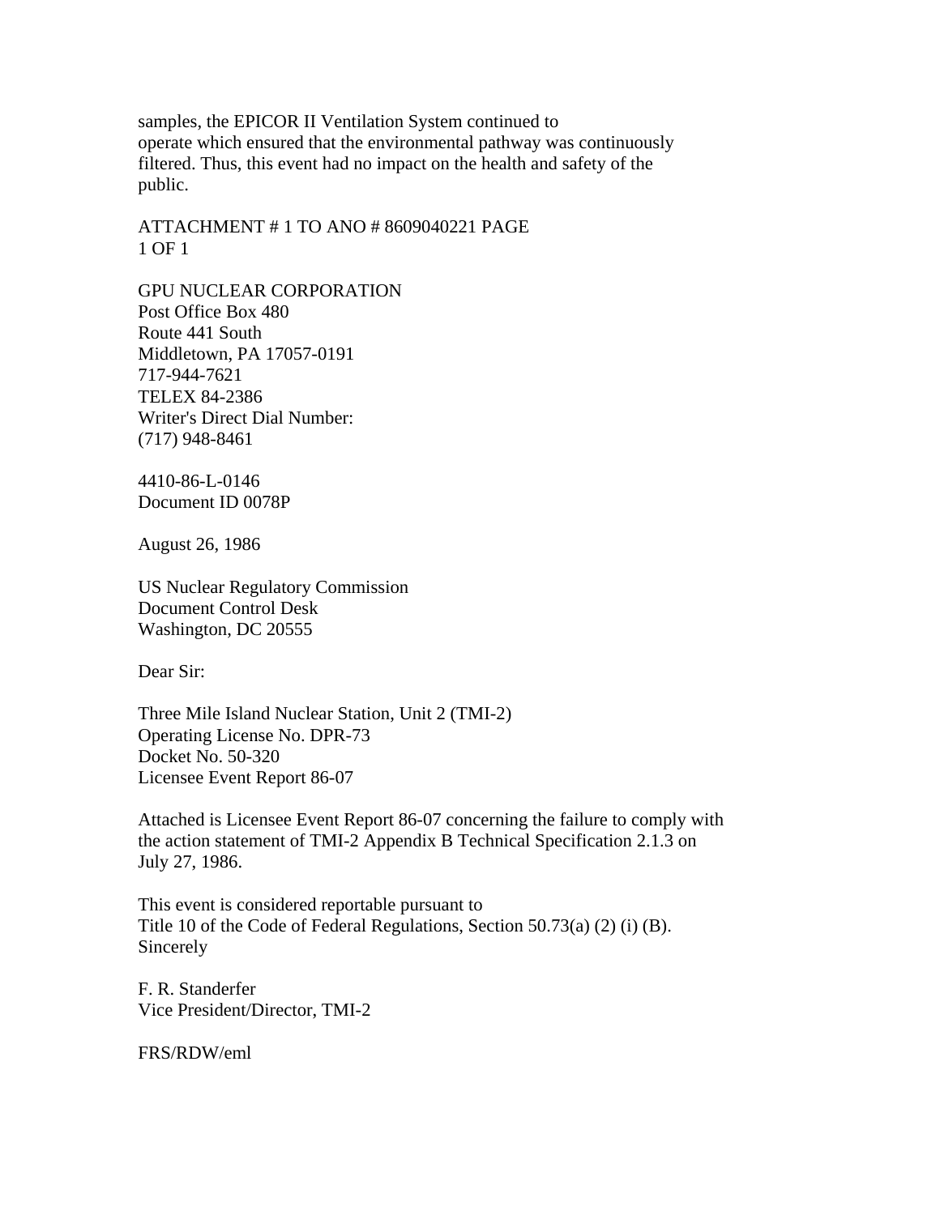samples, the EPICOR II Ventilation System continued to operate which ensured that the environmental pathway was continuously filtered. Thus, this event had no impact on the health and safety of the public.

ATTACHMENT # 1 TO ANO # 8609040221 PAGE 1 OF 1

GPU NUCLEAR CORPORATION
Post Office Box 480
Route 441 South
Middletown, PA 17057-0191
717-944-7621
TELEX 84-2386
Writer's Direct Dial Number:
(717) 948-8461

4410-86-L-0146
Document ID 0078P

August 26, 1986

US Nuclear Regulatory Commission
Document Control Desk
Washington, DC 20555

Dear Sir:

Three Mile Island Nuclear Station, Unit 2 (TMI-2)
Operating License No. DPR-73
Docket No. 50-320
Licensee Event Report 86-07

Attached is Licensee Event Report 86-07 concerning the failure to comply with the action statement of TMI-2 Appendix B Technical Specification 2.1.3 on July 27, 1986.

This event is considered reportable pursuant to Title 10 of the Code of Federal Regulations, Section 50.73(a) (2) (i) (B).
Sincerely

F. R. Standerfer
Vice President/Director, TMI-2

FRS/RDW/eml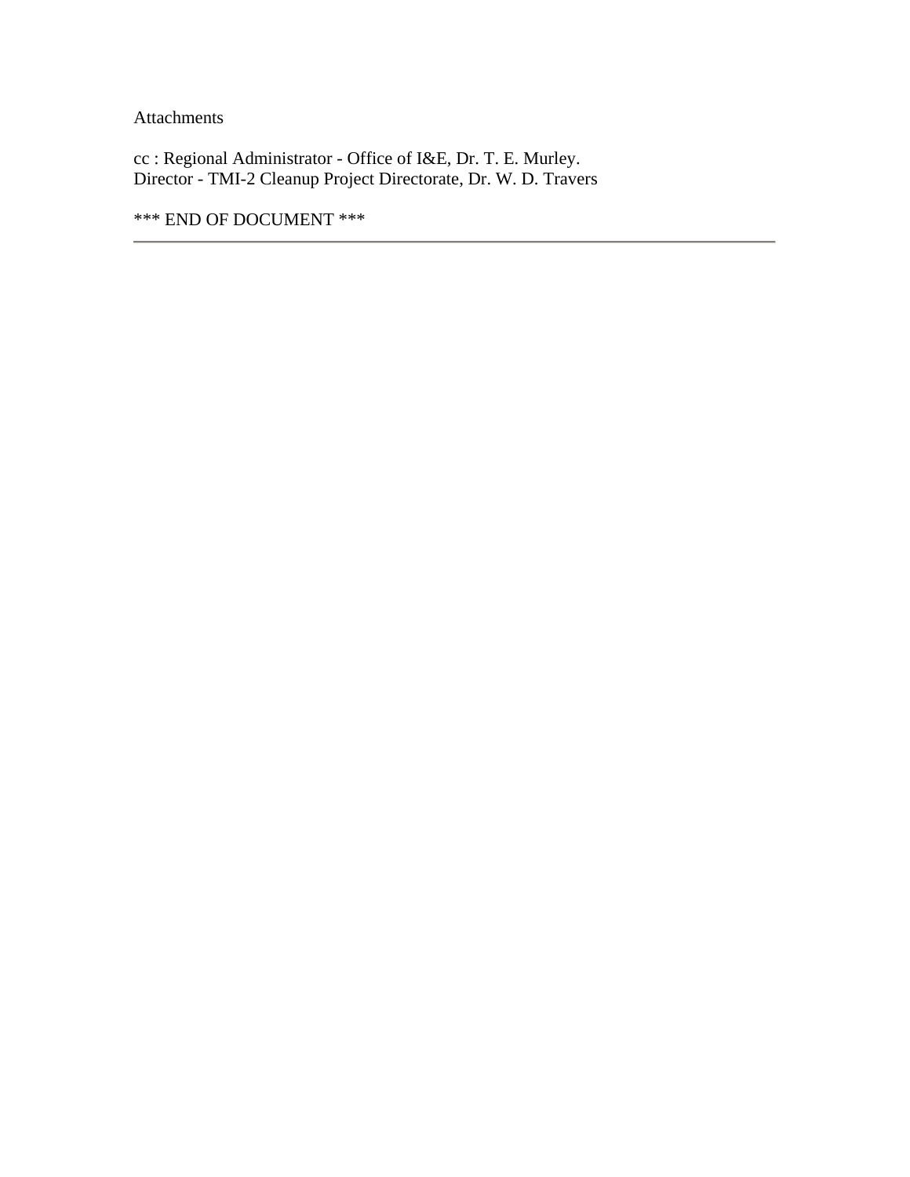Attachments

cc : Regional Administrator - Office of I&E, Dr. T. E. Murley.
Director - TMI-2 Cleanup Project Directorate, Dr. W. D. Travers

*** END OF DOCUMENT ***

---